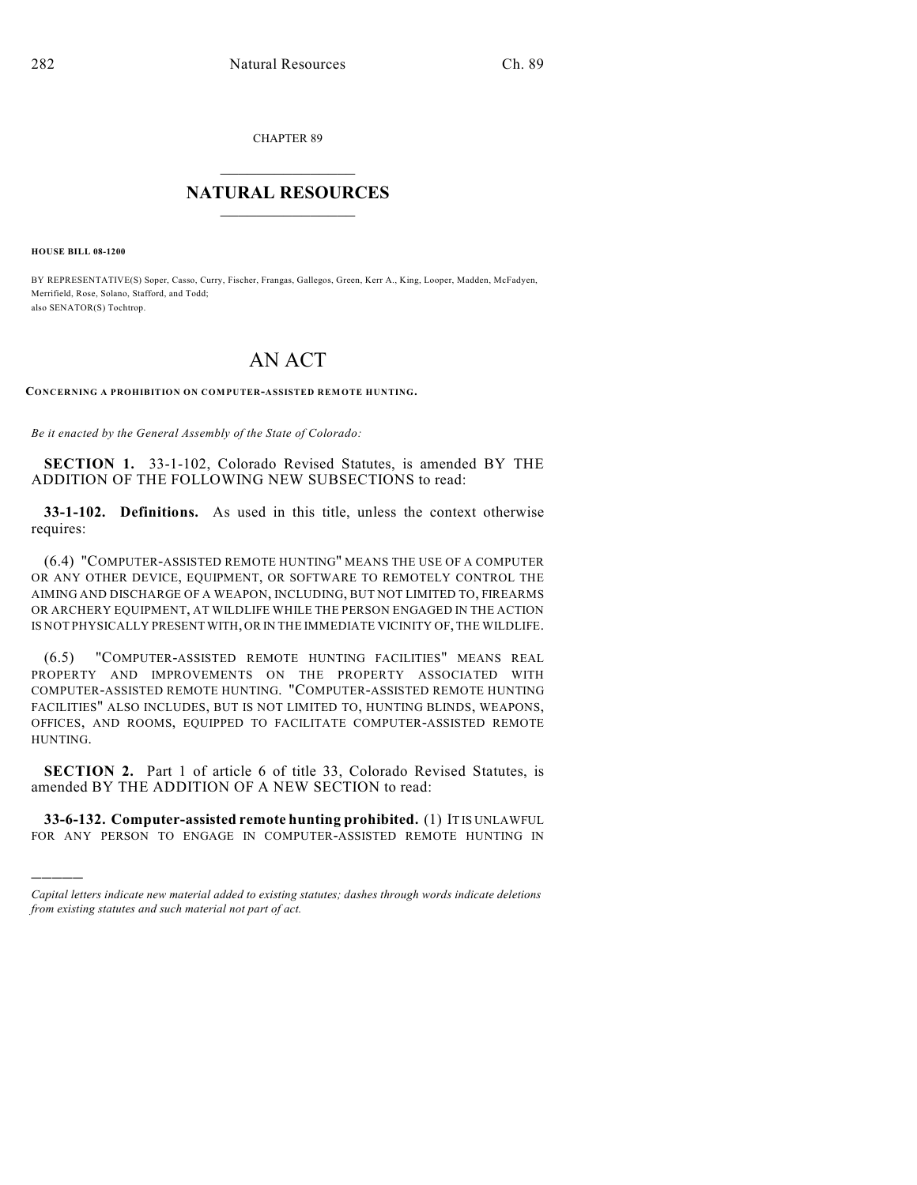CHAPTER 89

# NATURAL RESOURCES

**HOUSE BILL 08-1200**

BY REPRESENTATIVE(S) Soper, Casso, Curry, Fischer, Frangas, Gallegos, Green, Kerr A., King, Looper, Madden, McFadyen, Merrifield, Rose, Solano, Stafford, and Todd;
also SENATOR(S) Tochtrop.

# AN ACT

**CONCERNING A PROHIBITION ON COMPUTER-ASSISTED REMOTE HUNTING.**

*Be it enacted by the General Assembly of the State of Colorado:*

**SECTION 1.** 33-1-102, Colorado Revised Statutes, is amended BY THE ADDITION OF THE FOLLOWING NEW SUBSECTIONS to read:

**33-1-102. Definitions.** As used in this title, unless the context otherwise requires:

(6.4) "COMPUTER-ASSISTED REMOTE HUNTING" MEANS THE USE OF A COMPUTER OR ANY OTHER DEVICE, EQUIPMENT, OR SOFTWARE TO REMOTELY CONTROL THE AIMING AND DISCHARGE OF A WEAPON, INCLUDING, BUT NOT LIMITED TO, FIREARMS OR ARCHERY EQUIPMENT, AT WILDLIFE WHILE THE PERSON ENGAGED IN THE ACTION IS NOT PHYSICALLY PRESENT WITH, OR IN THE IMMEDIATE VICINITY OF, THE WILDLIFE.

(6.5) "COMPUTER-ASSISTED REMOTE HUNTING FACILITIES" MEANS REAL PROPERTY AND IMPROVEMENTS ON THE PROPERTY ASSOCIATED WITH COMPUTER-ASSISTED REMOTE HUNTING. "COMPUTER-ASSISTED REMOTE HUNTING FACILITIES" ALSO INCLUDES, BUT IS NOT LIMITED TO, HUNTING BLINDS, WEAPONS, OFFICES, AND ROOMS, EQUIPPED TO FACILITATE COMPUTER-ASSISTED REMOTE HUNTING.

**SECTION 2.** Part 1 of article 6 of title 33, Colorado Revised Statutes, is amended BY THE ADDITION OF A NEW SECTION to read:

**33-6-132. Computer-assisted remote hunting prohibited.** (1) IT IS UNLAWFUL FOR ANY PERSON TO ENGAGE IN COMPUTER-ASSISTED REMOTE HUNTING IN

---

*Capital letters indicate new material added to existing statutes; dashes through words indicate deletions from existing statutes and such material not part of act.*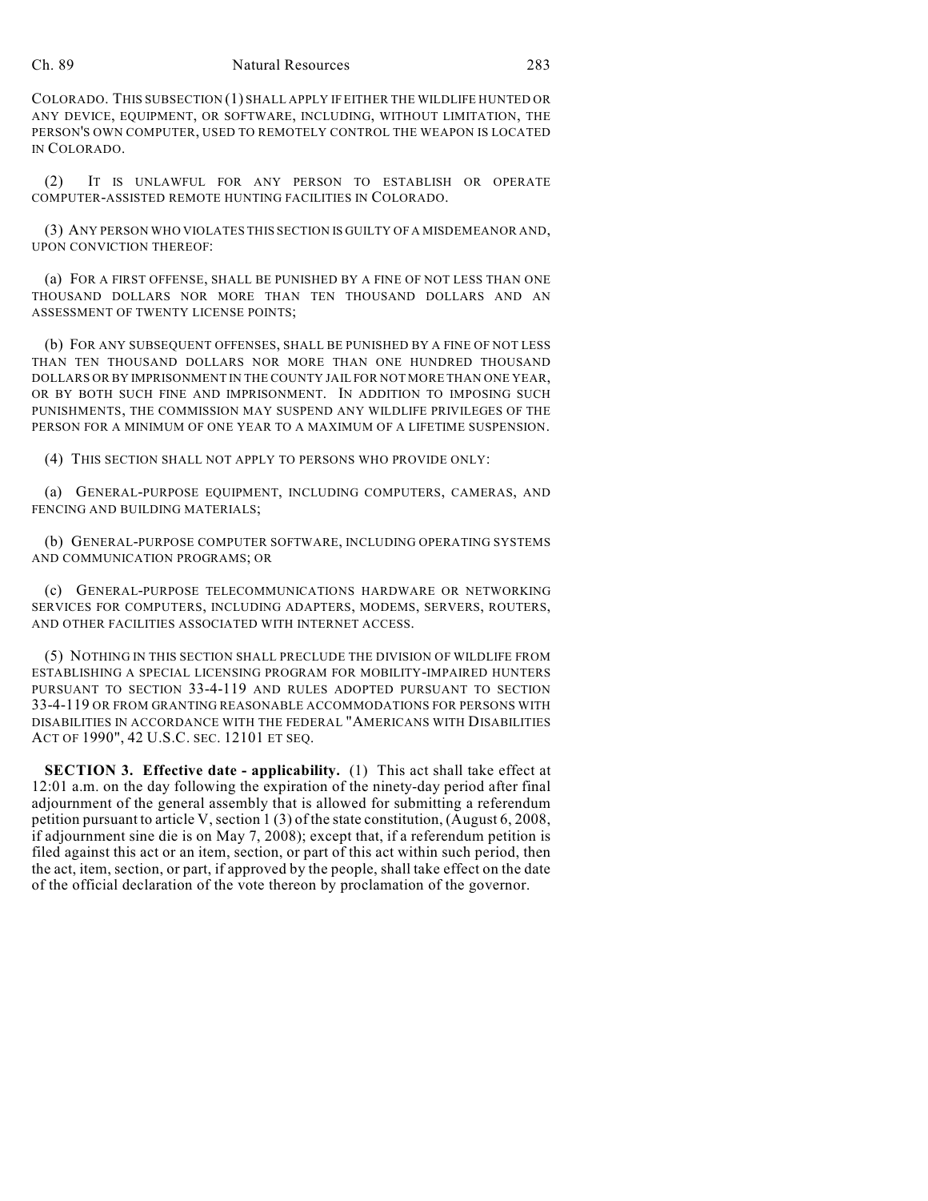COLORADO. THIS SUBSECTION (1) SHALL APPLY IF EITHER THE WILDLIFE HUNTED OR ANY DEVICE, EQUIPMENT, OR SOFTWARE, INCLUDING, WITHOUT LIMITATION, THE PERSON'S OWN COMPUTER, USED TO REMOTELY CONTROL THE WEAPON IS LOCATED IN COLORADO.

(2) IT IS UNLAWFUL FOR ANY PERSON TO ESTABLISH OR OPERATE COMPUTER-ASSISTED REMOTE HUNTING FACILITIES IN COLORADO.

(3) ANY PERSON WHO VIOLATES THIS SECTION IS GUILTY OF A MISDEMEANOR AND, UPON CONVICTION THEREOF:

(a) FOR A FIRST OFFENSE, SHALL BE PUNISHED BY A FINE OF NOT LESS THAN ONE THOUSAND DOLLARS NOR MORE THAN TEN THOUSAND DOLLARS AND AN ASSESSMENT OF TWENTY LICENSE POINTS;

(b) FOR ANY SUBSEQUENT OFFENSES, SHALL BE PUNISHED BY A FINE OF NOT LESS THAN TEN THOUSAND DOLLARS NOR MORE THAN ONE HUNDRED THOUSAND DOLLARS OR BY IMPRISONMENT IN THE COUNTY JAIL FOR NOT MORE THAN ONE YEAR, OR BY BOTH SUCH FINE AND IMPRISONMENT. IN ADDITION TO IMPOSING SUCH PUNISHMENTS, THE COMMISSION MAY SUSPEND ANY WILDLIFE PRIVILEGES OF THE PERSON FOR A MINIMUM OF ONE YEAR TO A MAXIMUM OF A LIFETIME SUSPENSION.

(4) THIS SECTION SHALL NOT APPLY TO PERSONS WHO PROVIDE ONLY:

(a) GENERAL-PURPOSE EQUIPMENT, INCLUDING COMPUTERS, CAMERAS, AND FENCING AND BUILDING MATERIALS;

(b) GENERAL-PURPOSE COMPUTER SOFTWARE, INCLUDING OPERATING SYSTEMS AND COMMUNICATION PROGRAMS; OR

(c) GENERAL-PURPOSE TELECOMMUNICATIONS HARDWARE OR NETWORKING SERVICES FOR COMPUTERS, INCLUDING ADAPTERS, MODEMS, SERVERS, ROUTERS, AND OTHER FACILITIES ASSOCIATED WITH INTERNET ACCESS.

(5) NOTHING IN THIS SECTION SHALL PRECLUDE THE DIVISION OF WILDLIFE FROM ESTABLISHING A SPECIAL LICENSING PROGRAM FOR MOBILITY-IMPAIRED HUNTERS PURSUANT TO SECTION 33-4-119 AND RULES ADOPTED PURSUANT TO SECTION 33-4-119 OR FROM GRANTING REASONABLE ACCOMMODATIONS FOR PERSONS WITH DISABILITIES IN ACCORDANCE WITH THE FEDERAL "AMERICANS WITH DISABILITIES ACT OF 1990", 42 U.S.C. SEC. 12101 ET SEQ.

**SECTION 3. Effective date - applicability.** (1) This act shall take effect at 12:01 a.m. on the day following the expiration of the ninety-day period after final adjournment of the general assembly that is allowed for submitting a referendum petition pursuant to article V, section 1 (3) of the state constitution, (August 6, 2008, if adjournment sine die is on May 7, 2008); except that, if a referendum petition is filed against this act or an item, section, or part of this act within such period, then the act, item, section, or part, if approved by the people, shall take effect on the date of the official declaration of the vote thereon by proclamation of the governor.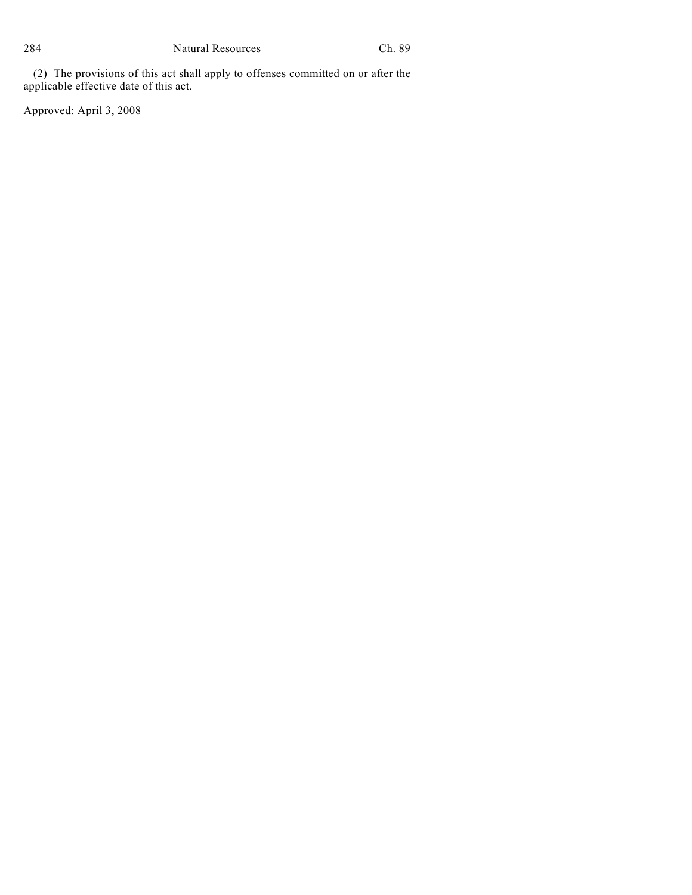(2) The provisions of this act shall apply to offenses committed on or after the applicable effective date of this act.

Approved: April 3, 2008